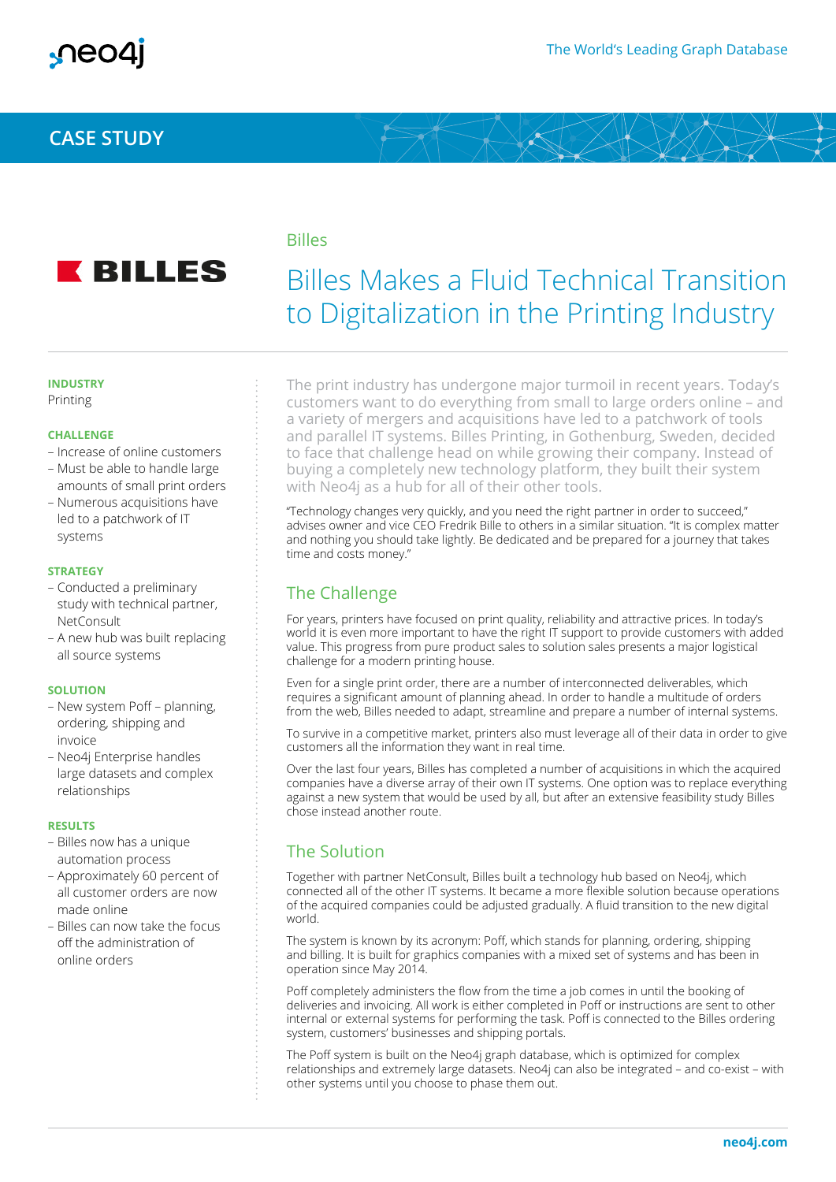# CASE STUDY

Billes

# Billes Makes a Fluid Technical Transition to Digitalization in the Printing Industry

**INDUSTRY**

Printing

**CHALLENGE**

- Increase of online customers
- Must be able to handle large amounts of small print orders
- Numerous acquisitions have led to a patchwork of IT systems

**STRATEGY**

- Conducted a preliminary study with technical partner, NetConsult
- A new hub was built replacing all source systems

**SOLUTION**

- New system Poff – planning, ordering, shipping and invoice
- Neo4j Enterprise handles large datasets and complex relationships

**RESULTS**

- Billes now has a unique automation process
- Approximately 60 percent of all customer orders are now made online
- Billes can now take the focus off the administration of online orders

The print industry has undergone major turmoil in recent years. Today's customers want to do everything from small to large orders online – and a variety of mergers and acquisitions have led to a patchwork of tools and parallel IT systems. Billes Printing, in Gothenburg, Sweden, decided to face that challenge head on while growing their company. Instead of buying a completely new technology platform, they built their system with Neo4j as a hub for all of their other tools.

"Technology changes very quickly, and you need the right partner in order to succeed," advises owner and vice CEO Fredrik Bille to others in a similar situation. "It is complex matter and nothing you should take lightly. Be dedicated and be prepared for a journey that takes time and costs money."

## The Challenge

For years, printers have focused on print quality, reliability and attractive prices. In today's world it is even more important to have the right IT support to provide customers with added value. This progress from pure product sales to solution sales presents a major logistical challenge for a modern printing house.

Even for a single print order, there are a number of interconnected deliverables, which requires a significant amount of planning ahead. In order to handle a multitude of orders from the web, Billes needed to adapt, streamline and prepare a number of internal systems.

To survive in a competitive market, printers also must leverage all of their data in order to give customers all the information they want in real time.

Over the last four years, Billes has completed a number of acquisitions in which the acquired companies have a diverse array of their own IT systems. One option was to replace everything against a new system that would be used by all, but after an extensive feasibility study Billes chose instead another route.

## The Solution

Together with partner NetConsult, Billes built a technology hub based on Neo4j, which connected all of the other IT systems. It became a more flexible solution because operations of the acquired companies could be adjusted gradually. A fluid transition to the new digital world.

The system is known by its acronym: Poff, which stands for planning, ordering, shipping and billing. It is built for graphics companies with a mixed set of systems and has been in operation since May 2014.

Poff completely administers the flow from the time a job comes in until the booking of deliveries and invoicing. All work is either completed in Poff or instructions are sent to other internal or external systems for performing the task. Poff is connected to the Billes ordering system, customers' businesses and shipping portals.

The Poff system is built on the Neo4j graph database, which is optimized for complex relationships and extremely large datasets. Neo4j can also be integrated – and co-exist – with other systems until you choose to phase them out.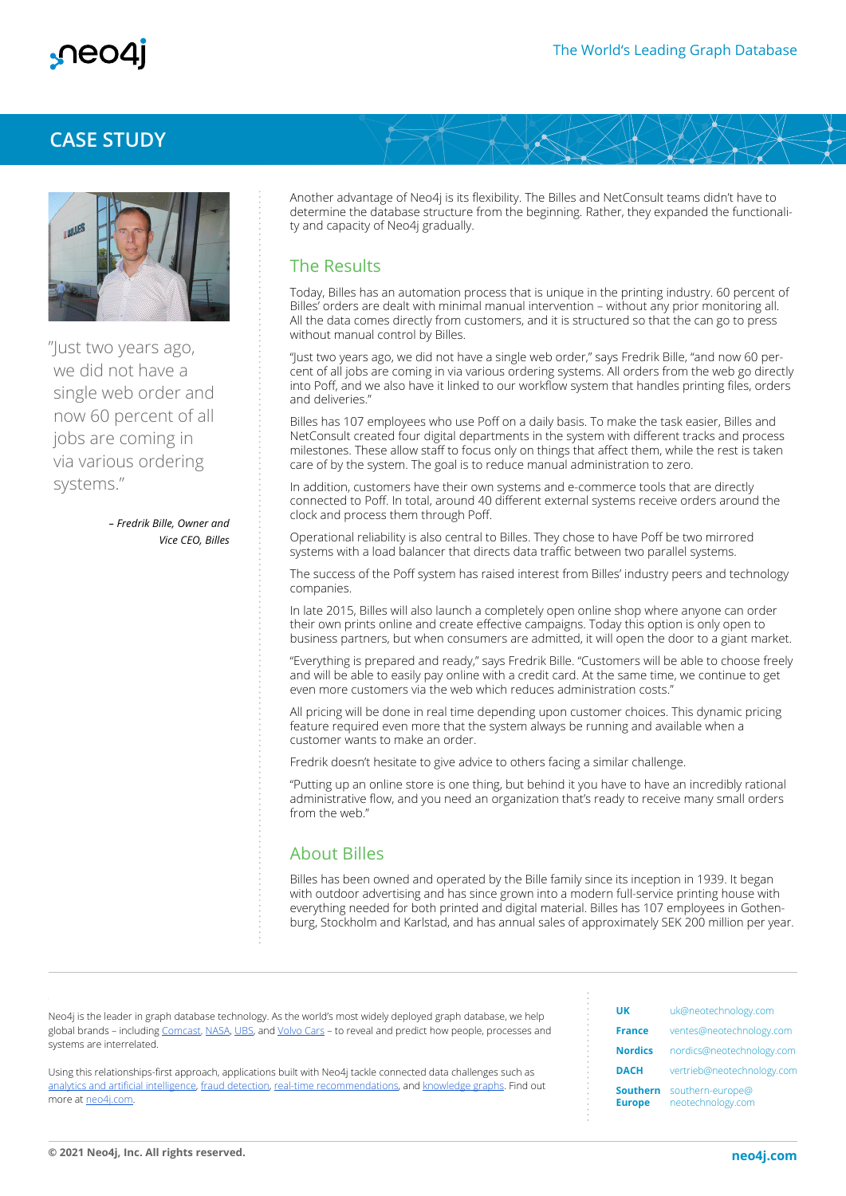## CASE STUDY

"Just two years ago, we did not have a single web order and now 60 percent of all jobs are coming in via various ordering systems."

*– Fredrik Bille, Owner and Vice CEO, Billes*

Another advantage of Neo4j is its flexibility. The Billes and NetConsult teams didn't have to determine the database structure from the beginning. Rather, they expanded the functionality and capacity of Neo4j gradually.

## The Results

Today, Billes has an automation process that is unique in the printing industry. 60 percent of Billes' orders are dealt with minimal manual intervention – without any prior monitoring all. All the data comes directly from customers, and it is structured so that the can go to press without manual control by Billes.

"Just two years ago, we did not have a single web order," says Fredrik Bille, "and now 60 percent of all jobs are coming in via various ordering systems. All orders from the web go directly into Poff, and we also have it linked to our workflow system that handles printing files, orders and deliveries."

Billes has 107 employees who use Poff on a daily basis. To make the task easier, Billes and NetConsult created four digital departments in the system with different tracks and process milestones. These allow staff to focus only on things that affect them, while the rest is taken care of by the system. The goal is to reduce manual administration to zero.

In addition, customers have their own systems and e-commerce tools that are directly connected to Poff. In total, around 40 different external systems receive orders around the clock and process them through Poff.

Operational reliability is also central to Billes. They chose to have Poff be two mirrored systems with a load balancer that directs data traffic between two parallel systems.

The success of the Poff system has raised interest from Billes' industry peers and technology companies.

In late 2015, Billes will also launch a completely open online shop where anyone can order their own prints online and create effective campaigns. Today this option is only open to business partners, but when consumers are admitted, it will open the door to a giant market.

"Everything is prepared and ready," says Fredrik Bille. "Customers will be able to choose freely and will be able to easily pay online with a credit card. At the same time, we continue to get even more customers via the web which reduces administration costs."

All pricing will be done in real time depending upon customer choices. This dynamic pricing feature required even more that the system always be running and available when a customer wants to make an order.

Fredrik doesn't hesitate to give advice to others facing a similar challenge.

"Putting up an online store is one thing, but behind it you have to have an incredibly rational administrative flow, and you need an organization that's ready to receive many small orders from the web."

## About Billes

Billes has been owned and operated by the Bille family since its inception in 1939. It began with outdoor advertising and has since grown into a modern full-service printing house with everything needed for both printed and digital material. Billes has 107 employees in Gothenburg, Stockholm and Karlstad, and has annual sales of approximately SEK 200 million per year.

---

Neo4j is the leader in graph database technology. As the world's most widely deployed graph database, we help global brands – including Comcast, NASA, UBS, and Volvo Cars – to reveal and predict how people, processes and systems are interrelated.

Using this relationships-first approach, applications built with Neo4j tackle connected data challenges such as analytics and artificial intelligence, fraud detection, real-time recommendations, and knowledge graphs. Find out more at neo4j.com.

| | |
|---|---|
| **UK** | uk@neotechnology.com |
| **France** | ventes@neotechnology.com |
| **Nordics** | nordics@neotechnology.com |
| **DACH** | vertrieb@neotechnology.com |
| **Southern Europe** | southern-europe@neotechnology.com |

**© 2021 Neo4j, Inc. All rights reserved.**

**neo4j.com**